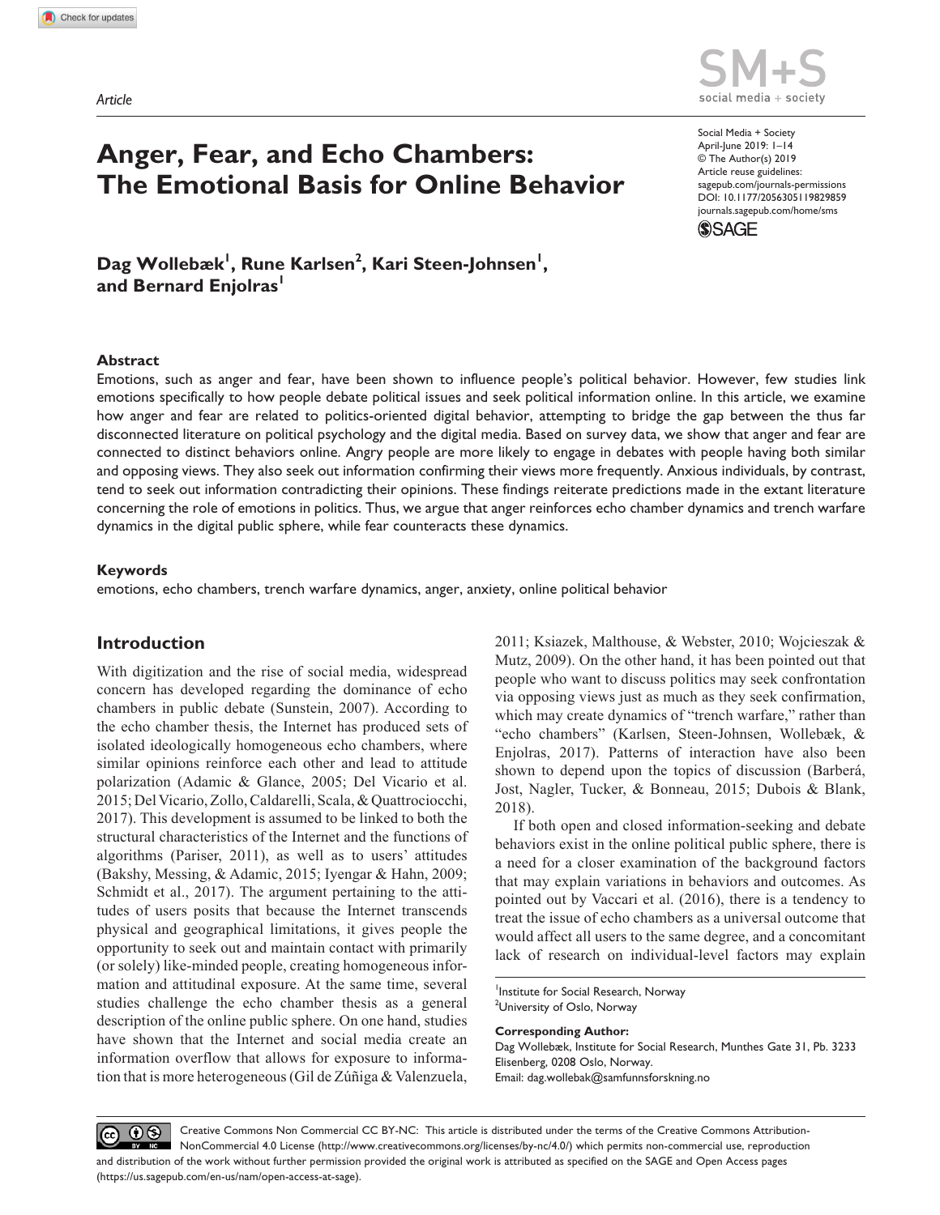*Article*

# Anger, Fear, and Echo Chambers: The Emotional Basis for Online Behavior

**Dag Wollebæk[1], Rune Karlsen[2], Kari Steen-Johnsen[1], and Bernard Enjolras[1]**

## Abstract

Emotions, such as anger and fear, have been shown to influence people's political behavior. However, few studies link emotions specifically to how people debate political issues and seek political information online. In this article, we examine how anger and fear are related to politics-oriented digital behavior, attempting to bridge the gap between the thus far disconnected literature on political psychology and the digital media. Based on survey data, we show that anger and fear are connected to distinct behaviors online. Angry people are more likely to engage in debates with people having both similar and opposing views. They also seek out information confirming their views more frequently. Anxious individuals, by contrast, tend to seek out information contradicting their opinions. These findings reiterate predictions made in the extant literature concerning the role of emotions in politics. Thus, we argue that anger reinforces echo chamber dynamics and trench warfare dynamics in the digital public sphere, while fear counteracts these dynamics.

## Keywords

emotions, echo chambers, trench warfare dynamics, anger, anxiety, online political behavior

## Introduction

With digitization and the rise of social media, widespread concern has developed regarding the dominance of echo chambers in public debate (Sunstein, 2007). According to the echo chamber thesis, the Internet has produced sets of isolated ideologically homogeneous echo chambers, where similar opinions reinforce each other and lead to attitude polarization (Adamic & Glance, 2005; Del Vicario et al. 2015; Del Vicario, Zollo, Caldarelli, Scala, & Quattrociocchi, 2017). This development is assumed to be linked to both the structural characteristics of the Internet and the functions of algorithms (Pariser, 2011), as well as to users' attitudes (Bakshy, Messing, & Adamic, 2015; Iyengar & Hahn, 2009; Schmidt et al., 2017). The argument pertaining to the attitudes of users posits that because the Internet transcends physical and geographical limitations, it gives people the opportunity to seek out and maintain contact with primarily (or solely) like-minded people, creating homogeneous information and attitudinal exposure. At the same time, several studies challenge the echo chamber thesis as a general description of the online public sphere. On one hand, studies have shown that the Internet and social media create an information overflow that allows for exposure to information that is more heterogeneous (Gil de Zúñiga & Valenzuela, 2011; Ksiazek, Malthouse, & Webster, 2010; Wojcieszak & Mutz, 2009). On the other hand, it has been pointed out that people who want to discuss politics may seek confrontation via opposing views just as much as they seek confirmation, which may create dynamics of "trench warfare," rather than "echo chambers" (Karlsen, Steen-Johnsen, Wollebæk, & Enjolras, 2017). Patterns of interaction have also been shown to depend upon the topics of discussion (Barberá, Jost, Nagler, Tucker, & Bonneau, 2015; Dubois & Blank, 2018).

If both open and closed information-seeking and debate behaviors exist in the online political public sphere, there is a need for a closer examination of the background factors that may explain variations in behaviors and outcomes. As pointed out by Vaccari et al. (2016), there is a tendency to treat the issue of echo chambers as a universal outcome that would affect all users to the same degree, and a concomitant lack of research on individual-level factors may explain

[1]Institute for Social Research, Norway
[2]University of Oslo, Norway

**Corresponding Author:**
Dag Wollebæk, Institute for Social Research, Munthes Gate 31, Pb. 3233 Elisenberg, 0208 Oslo, Norway.
Email: dag.wollebak@samfunnsforskning.no

Creative Commons Non Commercial CC BY-NC: This article is distributed under the terms of the Creative Commons Attribution-NonCommercial 4.0 License (http://www.creativecommons.org/licenses/by-nc/4.0/) which permits non-commercial use, reproduction and distribution of the work without further permission provided the original work is attributed as specified on the SAGE and Open Access pages (https://us.sagepub.com/en-us/nam/open-access-at-sage).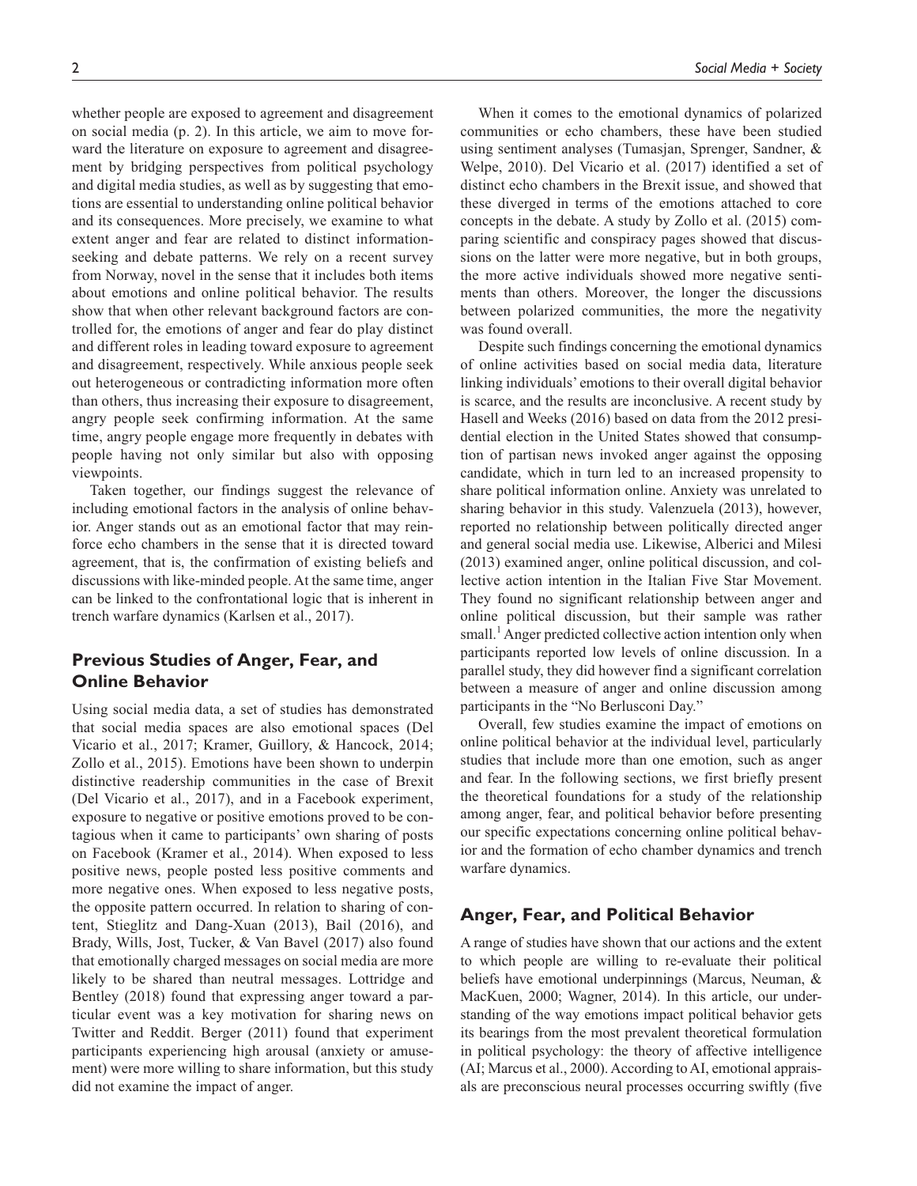whether people are exposed to agreement and disagreement on social media (p. 2). In this article, we aim to move forward the literature on exposure to agreement and disagreement by bridging perspectives from political psychology and digital media studies, as well as by suggesting that emotions are essential to understanding online political behavior and its consequences. More precisely, we examine to what extent anger and fear are related to distinct information-seeking and debate patterns. We rely on a recent survey from Norway, novel in the sense that it includes both items about emotions and online political behavior. The results show that when other relevant background factors are controlled for, the emotions of anger and fear do play distinct and different roles in leading toward exposure to agreement and disagreement, respectively. While anxious people seek out heterogeneous or contradicting information more often than others, thus increasing their exposure to disagreement, angry people seek confirming information. At the same time, angry people engage more frequently in debates with people having not only similar but also with opposing viewpoints.

Taken together, our findings suggest the relevance of including emotional factors in the analysis of online behavior. Anger stands out as an emotional factor that may reinforce echo chambers in the sense that it is directed toward agreement, that is, the confirmation of existing beliefs and discussions with like-minded people. At the same time, anger can be linked to the confrontational logic that is inherent in trench warfare dynamics (Karlsen et al., 2017).

## Previous Studies of Anger, Fear, and Online Behavior

Using social media data, a set of studies has demonstrated that social media spaces are also emotional spaces (Del Vicario et al., 2017; Kramer, Guillory, & Hancock, 2014; Zollo et al., 2015). Emotions have been shown to underpin distinctive readership communities in the case of Brexit (Del Vicario et al., 2017), and in a Facebook experiment, exposure to negative or positive emotions proved to be contagious when it came to participants' own sharing of posts on Facebook (Kramer et al., 2014). When exposed to less positive news, people posted less positive comments and more negative ones. When exposed to less negative posts, the opposite pattern occurred. In relation to sharing of content, Stieglitz and Dang-Xuan (2013), Bail (2016), and Brady, Wills, Jost, Tucker, & Van Bavel (2017) also found that emotionally charged messages on social media are more likely to be shared than neutral messages. Lottridge and Bentley (2018) found that expressing anger toward a particular event was a key motivation for sharing news on Twitter and Reddit. Berger (2011) found that experiment participants experiencing high arousal (anxiety or amusement) were more willing to share information, but this study did not examine the impact of anger.

When it comes to the emotional dynamics of polarized communities or echo chambers, these have been studied using sentiment analyses (Tumasjan, Sprenger, Sandner, & Welpe, 2010). Del Vicario et al. (2017) identified a set of distinct echo chambers in the Brexit issue, and showed that these diverged in terms of the emotions attached to core concepts in the debate. A study by Zollo et al. (2015) comparing scientific and conspiracy pages showed that discussions on the latter were more negative, but in both groups, the more active individuals showed more negative sentiments than others. Moreover, the longer the discussions between polarized communities, the more the negativity was found overall.

Despite such findings concerning the emotional dynamics of online activities based on social media data, literature linking individuals' emotions to their overall digital behavior is scarce, and the results are inconclusive. A recent study by Hasell and Weeks (2016) based on data from the 2012 presidential election in the United States showed that consumption of partisan news invoked anger against the opposing candidate, which in turn led to an increased propensity to share political information online. Anxiety was unrelated to sharing behavior in this study. Valenzuela (2013), however, reported no relationship between politically directed anger and general social media use. Likewise, Albericі and Milesi (2013) examined anger, online political discussion, and collective action intention in the Italian Five Star Movement. They found no significant relationship between anger and online political discussion, but their sample was rather small.[1] Anger predicted collective action intention only when participants reported low levels of online discussion. In a parallel study, they did however find a significant correlation between a measure of anger and online discussion among participants in the "No Berlusconi Day."

Overall, few studies examine the impact of emotions on online political behavior at the individual level, particularly studies that include more than one emotion, such as anger and fear. In the following sections, we first briefly present the theoretical foundations for a study of the relationship among anger, fear, and political behavior before presenting our specific expectations concerning online political behavior and the formation of echo chamber dynamics and trench warfare dynamics.

## Anger, Fear, and Political Behavior

A range of studies have shown that our actions and the extent to which people are willing to re-evaluate their political beliefs have emotional underpinnings (Marcus, Neuman, & MacKuen, 2000; Wagner, 2014). In this article, our understanding of the way emotions impact political behavior gets its bearings from the most prevalent theoretical formulation in political psychology: the theory of affective intelligence (AI; Marcus et al., 2000). According to AI, emotional appraisals are preconscious neural processes occurring swiftly (five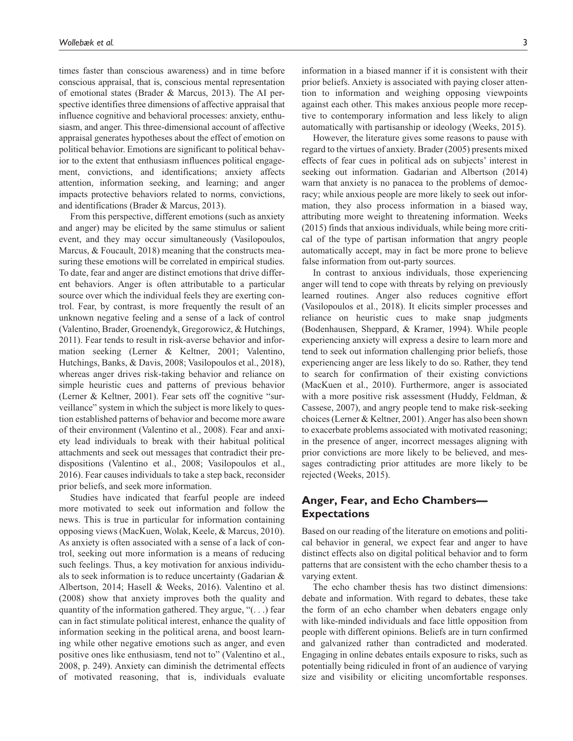times faster than conscious awareness) and in time before conscious appraisal, that is, conscious mental representation of emotional states (Brader & Marcus, 2013). The AI perspective identifies three dimensions of affective appraisal that influence cognitive and behavioral processes: anxiety, enthusiasm, and anger. This three-dimensional account of affective appraisal generates hypotheses about the effect of emotion on political behavior. Emotions are significant to political behavior to the extent that enthusiasm influences political engagement, convictions, and identifications; anxiety affects attention, information seeking, and learning; and anger impacts protective behaviors related to norms, convictions, and identifications (Brader & Marcus, 2013).

From this perspective, different emotions (such as anxiety and anger) may be elicited by the same stimulus or salient event, and they may occur simultaneously (Vasilopoulos, Marcus, & Foucault, 2018) meaning that the constructs measuring these emotions will be correlated in empirical studies. To date, fear and anger are distinct emotions that drive different behaviors. Anger is often attributable to a particular source over which the individual feels they are exerting control. Fear, by contrast, is more frequently the result of an unknown negative feeling and a sense of a lack of control (Valentino, Brader, Groenendyk, Gregorowicz, & Hutchings, 2011). Fear tends to result in risk-averse behavior and information seeking (Lerner & Keltner, 2001; Valentino, Hutchings, Banks, & Davis, 2008; Vasilopoulos et al., 2018), whereas anger drives risk-taking behavior and reliance on simple heuristic cues and patterns of previous behavior (Lerner & Keltner, 2001). Fear sets off the cognitive "surveillance" system in which the subject is more likely to question established patterns of behavior and become more aware of their environment (Valentino et al., 2008). Fear and anxiety lead individuals to break with their habitual political attachments and seek out messages that contradict their predispositions (Valentino et al., 2008; Vasilopoulos et al., 2016). Fear causes individuals to take a step back, reconsider prior beliefs, and seek more information.

Studies have indicated that fearful people are indeed more motivated to seek out information and follow the news. This is true in particular for information containing opposing views (MacKuen, Wolak, Keele, & Marcus, 2010). As anxiety is often associated with a sense of a lack of control, seeking out more information is a means of reducing such feelings. Thus, a key motivation for anxious individuals to seek information is to reduce uncertainty (Gadarian & Albertson, 2014; Hasell & Weeks, 2016). Valentino et al. (2008) show that anxiety improves both the quality and quantity of the information gathered. They argue, "(. . .) fear can in fact stimulate political interest, enhance the quality of information seeking in the political arena, and boost learning while other negative emotions such as anger, and even positive ones like enthusiasm, tend not to" (Valentino et al., 2008, p. 249). Anxiety can diminish the detrimental effects of motivated reasoning, that is, individuals evaluate information in a biased manner if it is consistent with their prior beliefs. Anxiety is associated with paying closer attention to information and weighing opposing viewpoints against each other. This makes anxious people more receptive to contemporary information and less likely to align automatically with partisanship or ideology (Weeks, 2015).

However, the literature gives some reasons to pause with regard to the virtues of anxiety. Brader (2005) presents mixed effects of fear cues in political ads on subjects' interest in seeking out information. Gadarian and Albertson (2014) warn that anxiety is no panacea to the problems of democracy; while anxious people are more likely to seek out information, they also process information in a biased way, attributing more weight to threatening information. Weeks (2015) finds that anxious individuals, while being more critical of the type of partisan information that angry people automatically accept, may in fact be more prone to believe false information from out-party sources.

In contrast to anxious individuals, those experiencing anger will tend to cope with threats by relying on previously learned routines. Anger also reduces cognitive effort (Vasilopoulos et al., 2018). It elicits simpler processes and reliance on heuristic cues to make snap judgments (Bodenhausen, Sheppard, & Kramer, 1994). While people experiencing anxiety will express a desire to learn more and tend to seek out information challenging prior beliefs, those experiencing anger are less likely to do so. Rather, they tend to search for confirmation of their existing convictions (MacKuen et al., 2010). Furthermore, anger is associated with a more positive risk assessment (Huddy, Feldman, & Cassese, 2007), and angry people tend to make risk-seeking choices (Lerner & Keltner, 2001). Anger has also been shown to exacerbate problems associated with motivated reasoning; in the presence of anger, incorrect messages aligning with prior convictions are more likely to be believed, and messages contradicting prior attitudes are more likely to be rejected (Weeks, 2015).

## Anger, Fear, and Echo Chambers—Expectations

Based on our reading of the literature on emotions and political behavior in general, we expect fear and anger to have distinct effects also on digital political behavior and to form patterns that are consistent with the echo chamber thesis to a varying extent.

The echo chamber thesis has two distinct dimensions: debate and information. With regard to debates, these take the form of an echo chamber when debaters engage only with like-minded individuals and face little opposition from people with different opinions. Beliefs are in turn confirmed and galvanized rather than contradicted and moderated. Engaging in online debates entails exposure to risks, such as potentially being ridiculed in front of an audience of varying size and visibility or eliciting uncomfortable responses.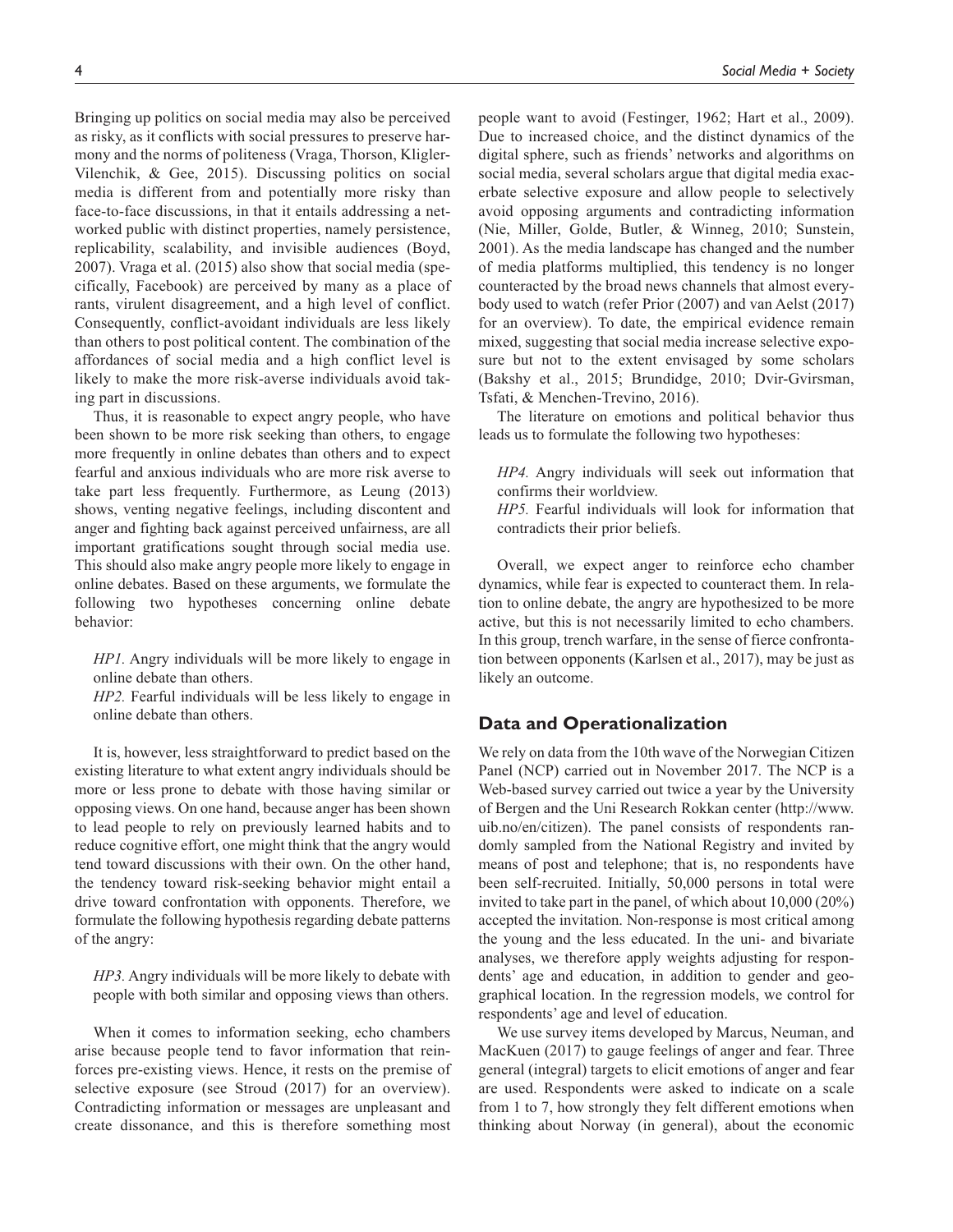Bringing up politics on social media may also be perceived as risky, as it conflicts with social pressures to preserve harmony and the norms of politeness (Vraga, Thorson, Kligler-Vilenchik, & Gee, 2015). Discussing politics on social media is different from and potentially more risky than face-to-face discussions, in that it entails addressing a networked public with distinct properties, namely persistence, replicability, scalability, and invisible audiences (Boyd, 2007). Vraga et al. (2015) also show that social media (specifically, Facebook) are perceived by many as a place of rants, virulent disagreement, and a high level of conflict. Consequently, conflict-avoidant individuals are less likely than others to post political content. The combination of the affordances of social media and a high conflict level is likely to make the more risk-averse individuals avoid taking part in discussions.

Thus, it is reasonable to expect angry people, who have been shown to be more risk seeking than others, to engage more frequently in online debates than others and to expect fearful and anxious individuals who are more risk averse to take part less frequently. Furthermore, as Leung (2013) shows, venting negative feelings, including discontent and anger and fighting back against perceived unfairness, are all important gratifications sought through social media use. This should also make angry people more likely to engage in online debates. Based on these arguments, we formulate the following two hypotheses concerning online debate behavior:

> *HP1.* Angry individuals will be more likely to engage in online debate than others.
>
> *HP2.* Fearful individuals will be less likely to engage in online debate than others.

It is, however, less straightforward to predict based on the existing literature to what extent angry individuals should be more or less prone to debate with those having similar or opposing views. On one hand, because anger has been shown to lead people to rely on previously learned habits and to reduce cognitive effort, one might think that the angry would tend toward discussions with their own. On the other hand, the tendency toward risk-seeking behavior might entail a drive toward confrontation with opponents. Therefore, we formulate the following hypothesis regarding debate patterns of the angry:

> *HP3.* Angry individuals will be more likely to debate with people with both similar and opposing views than others.

When it comes to information seeking, echo chambers arise because people tend to favor information that reinforces pre-existing views. Hence, it rests on the premise of selective exposure (see Stroud (2017) for an overview). Contradicting information or messages are unpleasant and create dissonance, and this is therefore something most people want to avoid (Festinger, 1962; Hart et al., 2009). Due to increased choice, and the distinct dynamics of the digital sphere, such as friends' networks and algorithms on social media, several scholars argue that digital media exacerbate selective exposure and allow people to selectively avoid opposing arguments and contradicting information (Nie, Miller, Golde, Butler, & Winneg, 2010; Sunstein, 2001). As the media landscape has changed and the number of media platforms multiplied, this tendency is no longer counteracted by the broad news channels that almost everybody used to watch (refer Prior (2007) and van Aelst (2017) for an overview). To date, the empirical evidence remain mixed, suggesting that social media increase selective exposure but not to the extent envisaged by some scholars (Bakshy et al., 2015; Brundidge, 2010; Dvir-Gvirsman, Tsfati, & Menchen-Trevino, 2016).

The literature on emotions and political behavior thus leads us to formulate the following two hypotheses:

> *HP4.* Angry individuals will seek out information that confirms their worldview.
>
> *HP5.* Fearful individuals will look for information that contradicts their prior beliefs.

Overall, we expect anger to reinforce echo chamber dynamics, while fear is expected to counteract them. In relation to online debate, the angry are hypothesized to be more active, but this is not necessarily limited to echo chambers. In this group, trench warfare, in the sense of fierce confrontation between opponents (Karlsen et al., 2017), may be just as likely an outcome.

## Data and Operationalization

We rely on data from the 10th wave of the Norwegian Citizen Panel (NCP) carried out in November 2017. The NCP is a Web-based survey carried out twice a year by the University of Bergen and the Uni Research Rokkan center (http://www.uib.no/en/citizen). The panel consists of respondents randomly sampled from the National Registry and invited by means of post and telephone; that is, no respondents have been self-recruited. Initially, 50,000 persons in total were invited to take part in the panel, of which about 10,000 (20%) accepted the invitation. Non-response is most critical among the young and the less educated. In the uni- and bivariate analyses, we therefore apply weights adjusting for respondents' age and education, in addition to gender and geographical location. In the regression models, we control for respondents' age and level of education.

We use survey items developed by Marcus, Neuman, and MacKuen (2017) to gauge feelings of anger and fear. Three general (integral) targets to elicit emotions of anger and fear are used. Respondents were asked to indicate on a scale from 1 to 7, how strongly they felt different emotions when thinking about Norway (in general), about the economic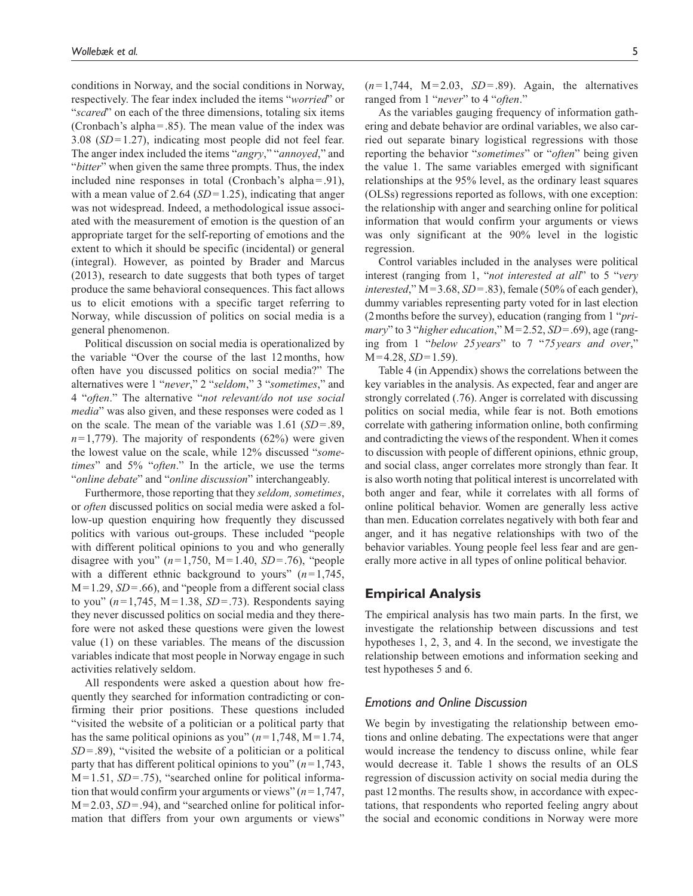conditions in Norway, and the social conditions in Norway, respectively. The fear index included the items "*worried*" or "*scared*" on each of the three dimensions, totaling six items (Cronbach's alpha = .85). The mean value of the index was 3.08 (*SD* = 1.27), indicating most people did not feel fear. The anger index included the items "*angry*," "*annoyed*," and "*bitter*" when given the same three prompts. Thus, the index included nine responses in total (Cronbach's alpha = .91), with a mean value of 2.64 (*SD* = 1.25), indicating that anger was not widespread. Indeed, a methodological issue associated with the measurement of emotion is the question of an appropriate target for the self-reporting of emotions and the extent to which it should be specific (incidental) or general (integral). However, as pointed by Brader and Marcus (2013), research to date suggests that both types of target produce the same behavioral consequences. This fact allows us to elicit emotions with a specific target referring to Norway, while discussion of politics on social media is a general phenomenon.

Political discussion on social media is operationalized by the variable "Over the course of the last 12 months, how often have you discussed politics on social media?" The alternatives were 1 "*never*," 2 "*seldom*," 3 "*sometimes*," and 4 "*often*." The alternative "*not relevant/do not use social media*" was also given, and these responses were coded as 1 on the scale. The mean of the variable was 1.61 (*SD* = .89, *n* = 1,779). The majority of respondents (62%) were given the lowest value on the scale, while 12% discussed "*sometimes*" and 5% "*often*." In the article, we use the terms "*online debate*" and "*online discussion*" interchangeably.

Furthermore, those reporting that they *seldom, sometimes*, or *often* discussed politics on social media were asked a follow-up question enquiring how frequently they discussed politics with various out-groups. These included "people with different political opinions to you and who generally disagree with you" (*n* = 1,750, M = 1.40, *SD* = .76), "people with a different ethnic background to yours" (*n* = 1,745, M = 1.29, *SD* = .66), and "people from a different social class to you" (*n* = 1,745, M = 1.38, *SD* = .73). Respondents saying they never discussed politics on social media and they therefore were not asked these questions were given the lowest value (1) on these variables. The means of the discussion variables indicate that most people in Norway engage in such activities relatively seldom.

All respondents were asked a question about how frequently they searched for information contradicting or confirming their prior positions. These questions included "visited the website of a politician or a political party that has the same political opinions as you" (*n* = 1,748, M = 1.74, *SD* = .89), "visited the website of a politician or a political party that has different political opinions to you" (*n* = 1,743, M = 1.51, *SD* = .75), "searched online for political information that would confirm your arguments or views" (*n* = 1,747, M = 2.03, *SD* = .94), and "searched online for political information that differs from your own arguments or views" (*n* = 1,744, M = 2.03, *SD* = .89). Again, the alternatives ranged from 1 "*never*" to 4 "*often*."

As the variables gauging frequency of information gathering and debate behavior are ordinal variables, we also carried out separate binary logistical regressions with those reporting the behavior "*sometimes*" or "*often*" being given the value 1. The same variables emerged with significant relationships at the 95% level, as the ordinary least squares (OLSs) regressions reported as follows, with one exception: the relationship with anger and searching online for political information that would confirm your arguments or views was only significant at the 90% level in the logistic regression.

Control variables included in the analyses were political interest (ranging from 1, "*not interested at all*" to 5 "*very interested*," M = 3.68, *SD* = .83), female (50% of each gender), dummy variables representing party voted for in last election (2 months before the survey), education (ranging from 1 "*primary*" to 3 "*higher education*," M = 2.52, *SD* = .69), age (ranging from 1 "*below 25 years*" to 7 "*75 years and over*," M = 4.28, *SD* = 1.59).

Table 4 (in Appendix) shows the correlations between the key variables in the analysis. As expected, fear and anger are strongly correlated (.76). Anger is correlated with discussing politics on social media, while fear is not. Both emotions correlate with gathering information online, both confirming and contradicting the views of the respondent. When it comes to discussion with people of different opinions, ethnic group, and social class, anger correlates more strongly than fear. It is also worth noting that political interest is uncorrelated with both anger and fear, while it correlates with all forms of online political behavior. Women are generally less active than men. Education correlates negatively with both fear and anger, and it has negative relationships with two of the behavior variables. Young people feel less fear and are generally more active in all types of online political behavior.

## Empirical Analysis

The empirical analysis has two main parts. In the first, we investigate the relationship between discussions and test hypotheses 1, 2, 3, and 4. In the second, we investigate the relationship between emotions and information seeking and test hypotheses 5 and 6.

### *Emotions and Online Discussion*

We begin by investigating the relationship between emotions and online debating. The expectations were that anger would increase the tendency to discuss online, while fear would decrease it. Table 1 shows the results of an OLS regression of discussion activity on social media during the past 12 months. The results show, in accordance with expectations, that respondents who reported feeling angry about the social and economic conditions in Norway were more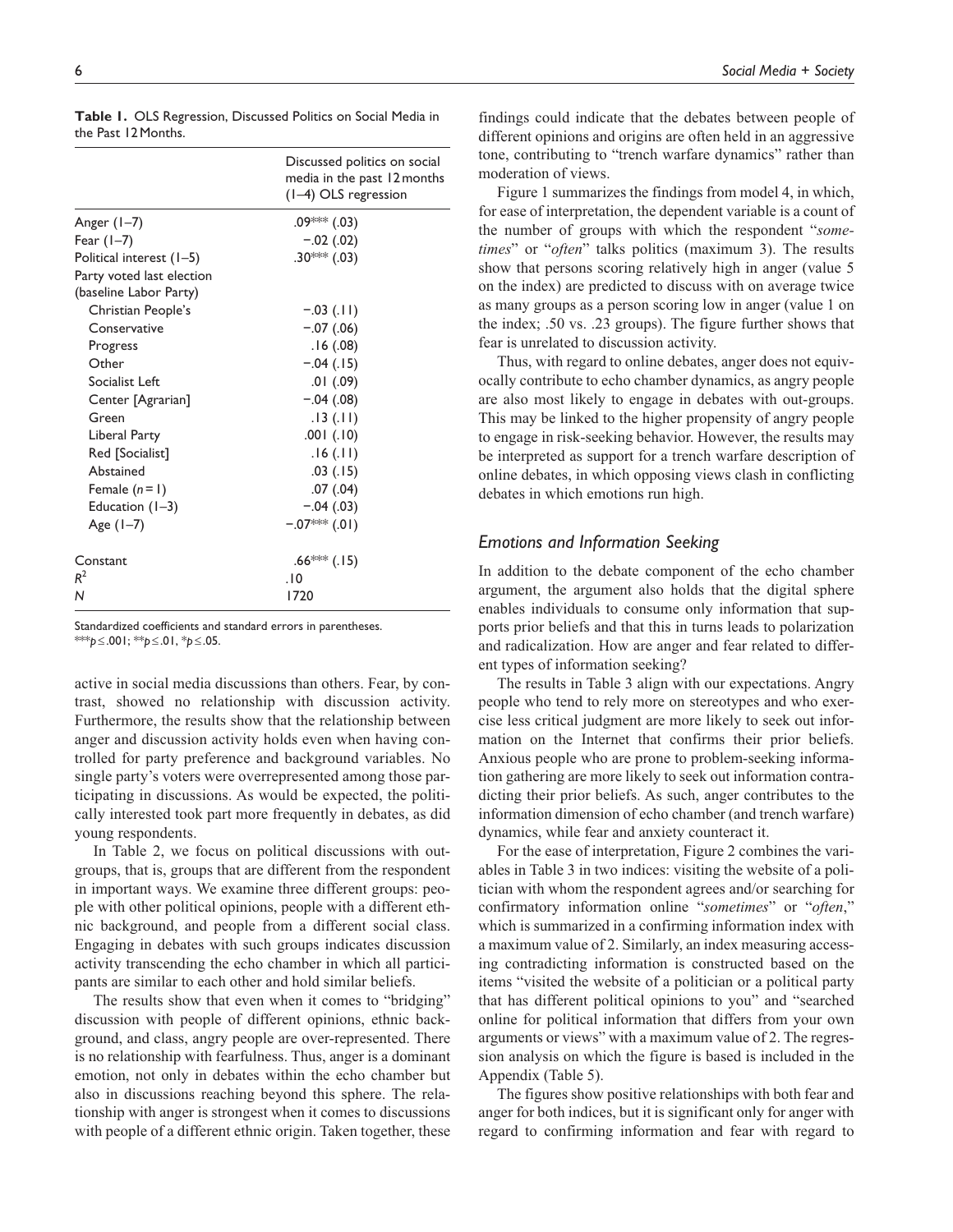**Table 1.** OLS Regression, Discussed Politics on Social Media in the Past 12 Months.

| | Discussed politics on social media in the past 12 months (1–4) OLS regression |
|---|---|
| Anger (1–7) | .09*** (.03) |
| Fear (1–7) | −.02 (.02) |
| Political interest (1–5) | .30*** (.03) |
| Party voted last election (baseline Labor Party) | |
| Christian People's | −.03 (.11) |
| Conservative | −.07 (.06) |
| Progress | .16 (.08) |
| Other | −.04 (.15) |
| Socialist Left | .01 (.09) |
| Center [Agrarian] | −.04 (.08) |
| Green | .13 (.11) |
| Liberal Party | .001 (.10) |
| Red [Socialist] | .16 (.11) |
| Abstained | .03 (.15) |
| Female ($n = 1$) | .07 (.04) |
| Education (1–3) | −.04 (.03) |
| Age (1–7) | −.07*** (.01) |
| Constant | .66*** (.15) |
| $R^2$ | .10 |
| $N$ | 1720 |

Standardized coefficients and standard errors in parentheses.
***$p \leq .001$; **$p \leq .01$, *$p \leq .05$.

active in social media discussions than others. Fear, by contrast, showed no relationship with discussion activity. Furthermore, the results show that the relationship between anger and discussion activity holds even when having controlled for party preference and background variables. No single party's voters were overrepresented among those participating in discussions. As would be expected, the politically interested took part more frequently in debates, as did young respondents.

In Table 2, we focus on political discussions with out-groups, that is, groups that are different from the respondent in important ways. We examine three different groups: people with other political opinions, people with a different ethnic background, and people from a different social class. Engaging in debates with such groups indicates discussion activity transcending the echo chamber in which all participants are similar to each other and hold similar beliefs.

The results show that even when it comes to "bridging" discussion with people of different opinions, ethnic background, and class, angry people are over-represented. There is no relationship with fearfulness. Thus, anger is a dominant emotion, not only in debates within the echo chamber but also in discussions reaching beyond this sphere. The relationship with anger is strongest when it comes to discussions with people of a different ethnic origin. Taken together, these findings could indicate that the debates between people of different opinions and origins are often held in an aggressive tone, contributing to "trench warfare dynamics" rather than moderation of views.

Figure 1 summarizes the findings from model 4, in which, for ease of interpretation, the dependent variable is a count of the number of groups with which the respondent "*sometimes*" or "*often*" talks politics (maximum 3). The results show that persons scoring relatively high in anger (value 5 on the index) are predicted to discuss with on average twice as many groups as a person scoring low in anger (value 1 on the index; .50 vs. .23 groups). The figure further shows that fear is unrelated to discussion activity.

Thus, with regard to online debates, anger does not equivocally contribute to echo chamber dynamics, as angry people are also most likely to engage in debates with out-groups. This may be linked to the higher propensity of angry people to engage in risk-seeking behavior. However, the results may be interpreted as support for a trench warfare description of online debates, in which opposing views clash in conflicting debates in which emotions run high.

### *Emotions and Information Seeking*

In addition to the debate component of the echo chamber argument, the argument also holds that the digital sphere enables individuals to consume only information that supports prior beliefs and that this in turns leads to polarization and radicalization. How are anger and fear related to different types of information seeking?

The results in Table 3 align with our expectations. Angry people who tend to rely more on stereotypes and who exercise less critical judgment are more likely to seek out information on the Internet that confirms their prior beliefs. Anxious people who are prone to problem-seeking information gathering are more likely to seek out information contradicting their prior beliefs. As such, anger contributes to the information dimension of echo chamber (and trench warfare) dynamics, while fear and anxiety counteract it.

For the ease of interpretation, Figure 2 combines the variables in Table 3 in two indices: visiting the website of a politician with whom the respondent agrees and/or searching for confirmatory information online "*sometimes*" or "*often*," which is summarized in a confirming information index with a maximum value of 2. Similarly, an index measuring accessing contradicting information is constructed based on the items "visited the website of a politician or a political party that has different political opinions to you" and "searched online for political information that differs from your own arguments or views" with a maximum value of 2. The regression analysis on which the figure is based is included in the Appendix (Table 5).

The figures show positive relationships with both fear and anger for both indices, but it is significant only for anger with regard to confirming information and fear with regard to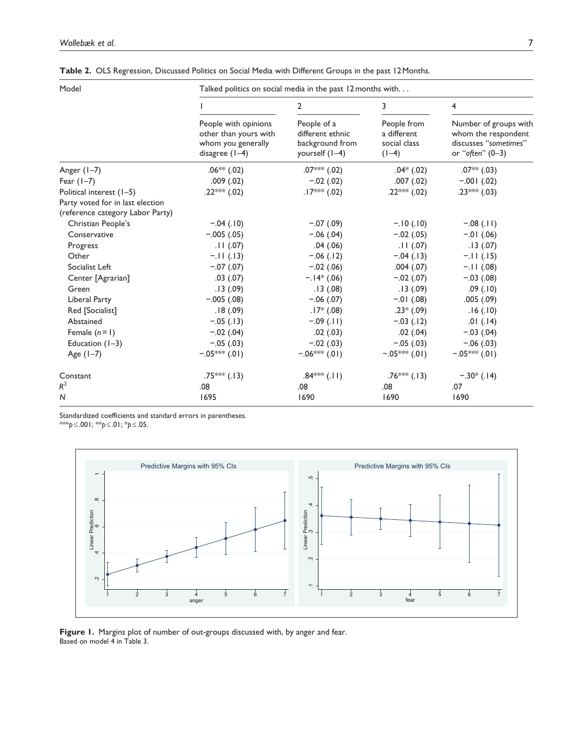**Table 2.** OLS Regression, Discussed Politics on Social Media with Different Groups in the past 12 Months.

| Model | Talked politics on social media in the past 12 months with. . . | | | |
|---|---|---|---|---|
| | 1 | 2 | 3 | 4 |
| | People with opinions other than yours with whom you generally disagree (1–4) | People of a different ethnic background from yourself (1–4) | People from a different social class (1–4) | Number of groups with whom the respondent discusses "*sometimes*" or "*often*" (0–3) |
| Anger (1–7) | .06** (.02) | .07*** (.02) | .04* (.02) | .07** (.03) |
| Fear (1–7) | .009 (.02) | −.02 (.02) | .007 (.02) | −.001 (.02) |
| Political interest (1–5) | .22*** (.02) | .17*** (.02) | .22*** (.02) | .23*** (.03) |
| Party voted for in last election (reference category Labor Party) | | | | |
| Christian People's | −.04 (.10) | −.07 (.09) | −.10 (.10) | −.08 (.11) |
| Conservative | −.005 (.05) | −.06 (.04) | −.02 (.05) | −.01 (.06) |
| Progress | .11 (.07) | .04 (.06) | .11 (.07) | .13 (.07) |
| Other | −.11 (.13) | −.06 (.12) | −.04 (.13) | −.11 (.15) |
| Socialist Left | −.07 (.07) | −.02 (.06) | .004 (.07) | −.11 (.08) |
| Center [Agrarian] | .03 (.07) | −.14* (.06) | −.02 (.07) | −.03 (.08) |
| Green | .13 (.09) | .13 (.08) | .13 (.09) | .09 (.10) |
| Liberal Party | −.005 (.08) | −.06 (.07) | −.01 (.08) | .005 (.09) |
| Red [Socialist] | .18 (.09) | .17* (.08) | .23* (.09) | .16 (.10) |
| Abstained | −.05 (.13) | −.09 (.11) | −.03 (.12) | .01 (.14) |
| Female ($n = 1$) | −.02 (.04) | .02 (.03) | .02 (.04) | −.03 (.04) |
| Education (1–3) | −.05 (.03) | −.02 (.03) | −.05 (.03) | −.06 (.03) |
| Age (1–7) | −.05*** (.01) | −.06*** (.01) | −.05*** (.01) | −.05*** (.01) |
| Constant | .75*** (.13) | .84*** (.11) | .76*** (.13) | −.30* (.14) |
| $R^2$ | .08 | .08 | .08 | .07 |
| $N$ | 1695 | 1690 | 1690 | 1690 |

Standardized coefficients and standard errors in parentheses.
***$p \leq .001$; **$p \leq .01$; *$p \leq .05$.

**Figure 1.** Margins plot of number of out-groups discussed with, by anger and fear.
Based on model 4 in Table 3.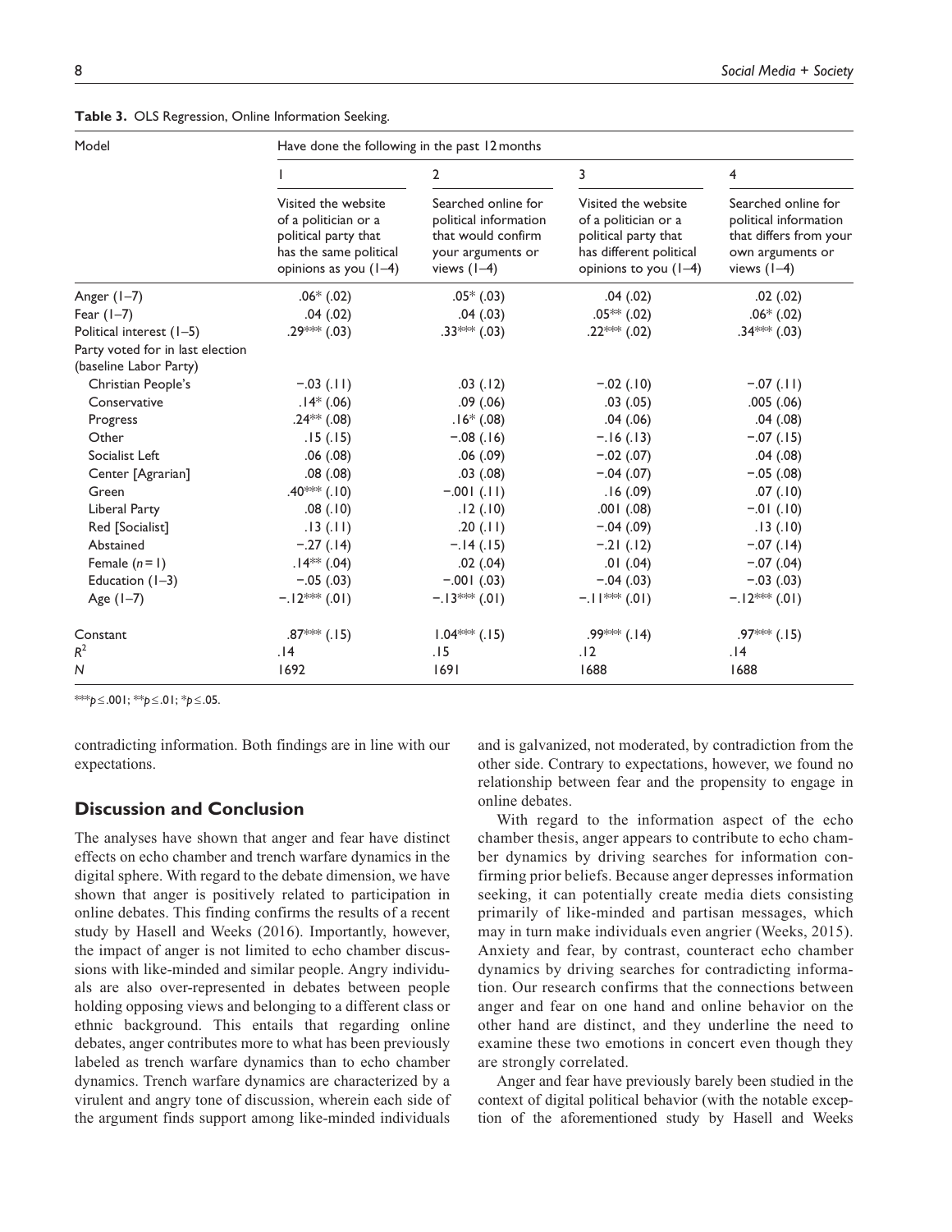**Table 3.** OLS Regression, Online Information Seeking.

| Model | Have done the following in the past 12 months | | | |
|---|---|---|---|---|
| | 1 | 2 | 3 | 4 |
| | Visited the website of a politician or a political party that has the same political opinions as you (1–4) | Searched online for political information that would confirm your arguments or views (1–4) | Visited the website of a politician or a political party that has different political opinions to you (1–4) | Searched online for political information that differs from your own arguments or views (1–4) |
| Anger (1–7) | .06* (.02) | .05* (.03) | .04 (.02) | .02 (.02) |
| Fear (1–7) | .04 (.02) | .04 (.03) | .05** (.02) | .06* (.02) |
| Political interest (1–5) | .29*** (.03) | .33*** (.03) | .22*** (.02) | .34*** (.03) |
| Party voted for in last election (baseline Labor Party) | | | | |
| Christian People's | −.03 (.11) | .03 (.12) | −.02 (.10) | −.07 (.11) |
| Conservative | .14* (.06) | .09 (.06) | .03 (.05) | .005 (.06) |
| Progress | .24** (.08) | .16* (.08) | .04 (.06) | .04 (.08) |
| Other | .15 (.15) | −.08 (.16) | −.16 (.13) | −.07 (.15) |
| Socialist Left | .06 (.08) | .06 (.09) | −.02 (.07) | .04 (.08) |
| Center [Agrarian] | .08 (.08) | .03 (.08) | −.04 (.07) | −.05 (.08) |
| Green | .40*** (.10) | −.001 (.11) | .16 (.09) | .07 (.10) |
| Liberal Party | .08 (.10) | .12 (.10) | .001 (.08) | −.01 (.10) |
| Red [Socialist] | .13 (.11) | .20 (.11) | −.04 (.09) | .13 (.10) |
| Abstained | −.27 (.14) | −.14 (.15) | −.21 (.12) | −.07 (.14) |
| Female ($n=1$) | .14** (.04) | .02 (.04) | .01 (.04) | −.07 (.04) |
| Education (1–3) | −.05 (.03) | −.001 (.03) | −.04 (.03) | −.03 (.03) |
| Age (1–7) | −.12*** (.01) | −.13*** (.01) | −.11*** (.01) | −.12*** (.01) |
| Constant | .87*** (.15) | 1.04*** (.15) | .99*** (.14) | .97*** (.15) |
| $R^2$ | .14 | .15 | .12 | .14 |
| $N$ | 1692 | 1691 | 1688 | 1688 |

***$p \leq .001$; **$p \leq .01$; *$p \leq .05$.

contradicting information. Both findings are in line with our expectations.

## Discussion and Conclusion

The analyses have shown that anger and fear have distinct effects on echo chamber and trench warfare dynamics in the digital sphere. With regard to the debate dimension, we have shown that anger is positively related to participation in online debates. This finding confirms the results of a recent study by Hasell and Weeks (2016). Importantly, however, the impact of anger is not limited to echo chamber discussions with like-minded and similar people. Angry individuals are also over-represented in debates between people holding opposing views and belonging to a different class or ethnic background. This entails that regarding online debates, anger contributes more to what has been previously labeled as trench warfare dynamics than to echo chamber dynamics. Trench warfare dynamics are characterized by a virulent and angry tone of discussion, wherein each side of the argument finds support among like-minded individuals and is galvanized, not moderated, by contradiction from the other side. Contrary to expectations, however, we found no relationship between fear and the propensity to engage in online debates.

With regard to the information aspect of the echo chamber thesis, anger appears to contribute to echo chamber dynamics by driving searches for information confirming prior beliefs. Because anger depresses information seeking, it can potentially create media diets consisting primarily of like-minded and partisan messages, which may in turn make individuals even angrier (Weeks, 2015). Anxiety and fear, by contrast, counteract echo chamber dynamics by driving searches for contradicting information. Our research confirms that the connections between anger and fear on one hand and online behavior on the other hand are distinct, and they underline the need to examine these two emotions in concert even though they are strongly correlated.

Anger and fear have previously barely been studied in the context of digital political behavior (with the notable exception of the aforementioned study by Hasell and Weeks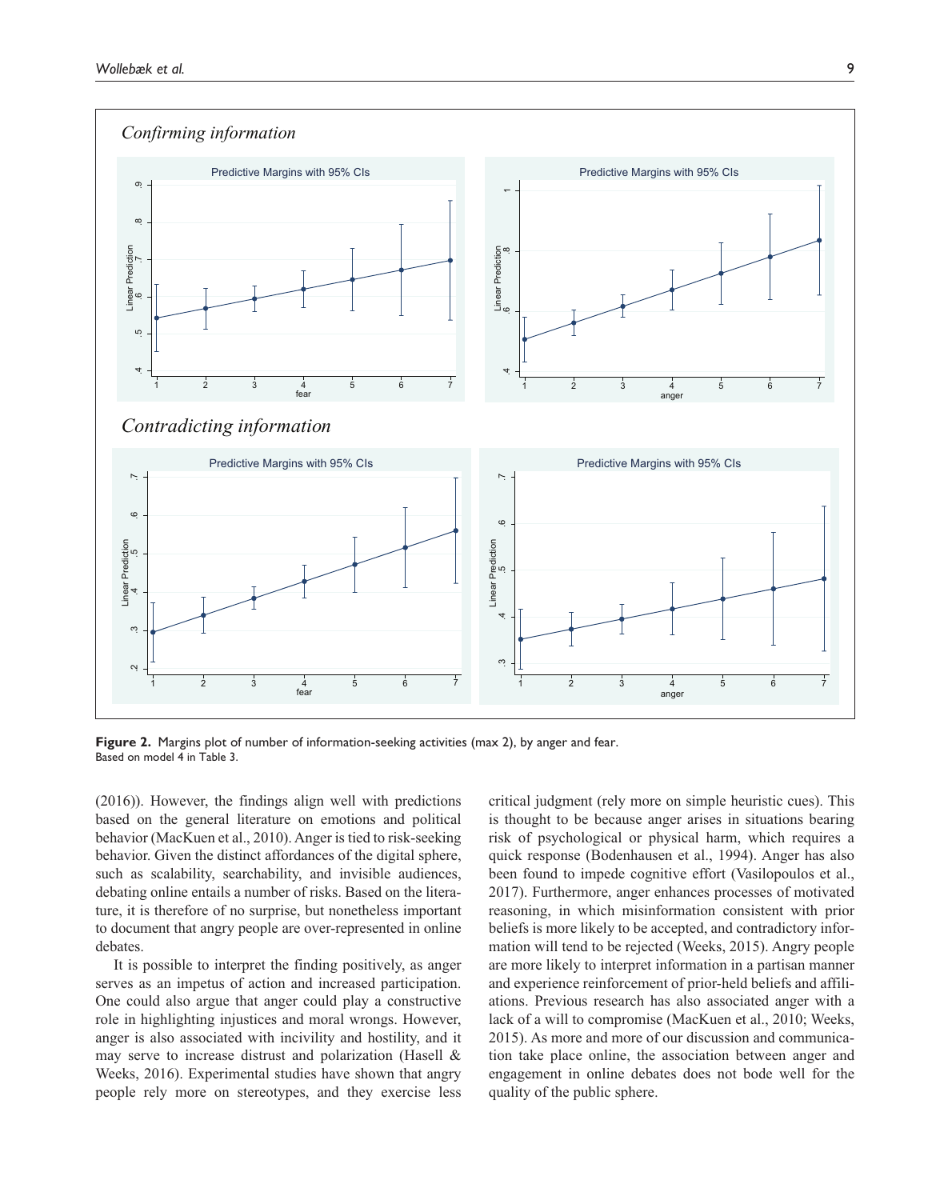*Confirming information*

*Contradicting information*

**Figure 2.** Margins plot of number of information-seeking activities (max 2), by anger and fear.
Based on model 4 in Table 3.

(2016)). However, the findings align well with predictions based on the general literature on emotions and political behavior (MacKuen et al., 2010). Anger is tied to risk-seeking behavior. Given the distinct affordances of the digital sphere, such as scalability, searchability, and invisible audiences, debating online entails a number of risks. Based on the literature, it is therefore of no surprise, but nonetheless important to document that angry people are over-represented in online debates.

It is possible to interpret the finding positively, as anger serves as an impetus of action and increased participation. One could also argue that anger could play a constructive role in highlighting injustices and moral wrongs. However, anger is also associated with incivility and hostility, and it may serve to increase distrust and polarization (Hasell & Weeks, 2016). Experimental studies have shown that angry people rely more on stereotypes, and they exercise less critical judgment (rely more on simple heuristic cues). This is thought to be because anger arises in situations bearing risk of psychological or physical harm, which requires a quick response (Bodenhausen et al., 1994). Anger has also been found to impede cognitive effort (Vasilopoulos et al., 2017). Furthermore, anger enhances processes of motivated reasoning, in which misinformation consistent with prior beliefs is more likely to be accepted, and contradictory information will tend to be rejected (Weeks, 2015). Angry people are more likely to interpret information in a partisan manner and experience reinforcement of prior-held beliefs and affiliations. Previous research has also associated anger with a lack of a will to compromise (MacKuen et al., 2010; Weeks, 2015). As more and more of our discussion and communication take place online, the association between anger and engagement in online debates does not bode well for the quality of the public sphere.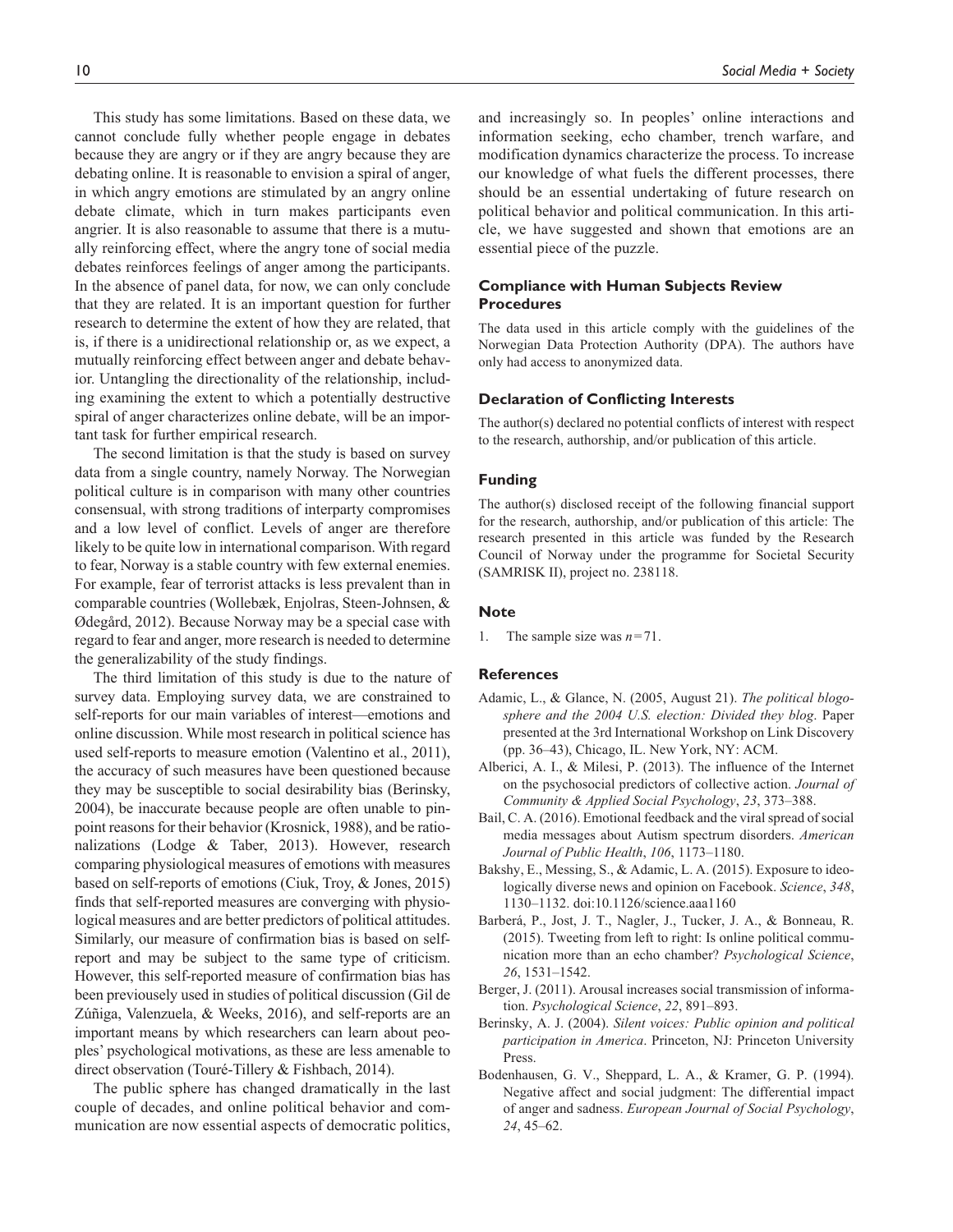This study has some limitations. Based on these data, we cannot conclude fully whether people engage in debates because they are angry or if they are angry because they are debating online. It is reasonable to envision a spiral of anger, in which angry emotions are stimulated by an angry online debate climate, which in turn makes participants even angrier. It is also reasonable to assume that there is a mutually reinforcing effect, where the angry tone of social media debates reinforces feelings of anger among the participants. In the absence of panel data, for now, we can only conclude that they are related. It is an important question for further research to determine the extent of how they are related, that is, if there is a unidirectional relationship or, as we expect, a mutually reinforcing effect between anger and debate behavior. Untangling the directionality of the relationship, including examining the extent to which a potentially destructive spiral of anger characterizes online debate, will be an important task for further empirical research.

The second limitation is that the study is based on survey data from a single country, namely Norway. The Norwegian political culture is in comparison with many other countries consensual, with strong traditions of interparty compromises and a low level of conflict. Levels of anger are therefore likely to be quite low in international comparison. With regard to fear, Norway is a stable country with few external enemies. For example, fear of terrorist attacks is less prevalent than in comparable countries (Wollebæk, Enjolras, Steen-Johnsen, & Ødegård, 2012). Because Norway may be a special case with regard to fear and anger, more research is needed to determine the generalizability of the study findings.

The third limitation of this study is due to the nature of survey data. Employing survey data, we are constrained to self-reports for our main variables of interest—emotions and online discussion. While most research in political science has used self-reports to measure emotion (Valentino et al., 2011), the accuracy of such measures have been questioned because they may be susceptible to social desirability bias (Berinsky, 2004), be inaccurate because people are often unable to pinpoint reasons for their behavior (Krosnick, 1988), and be rationalizations (Lodge & Taber, 2013). However, research comparing physiological measures of emotions with measures based on self-reports of emotions (Ciuk, Troy, & Jones, 2015) finds that self-reported measures are converging with physiological measures and are better predictors of political attitudes. Similarly, our measure of confirmation bias is based on self-report and may be subject to the same type of criticism. However, this self-reported measure of confirmation bias has been previously used in studies of political discussion (Gil de Zúñiga, Valenzuela, & Weeks, 2016), and self-reports are an important means by which researchers can learn about peoples' psychological motivations, as these are less amenable to direct observation (Touré-Tillery & Fishbach, 2014).

The public sphere has changed dramatically in the last couple of decades, and online political behavior and communication are now essential aspects of democratic politics, and increasingly so. In peoples' online interactions and information seeking, echo chamber, trench warfare, and modification dynamics characterize the process. To increase our knowledge of what fuels the different processes, there should be an essential undertaking of future research on political behavior and political communication. In this article, we have suggested and shown that emotions are an essential piece of the puzzle.

## Compliance with Human Subjects Review Procedures

The data used in this article comply with the guidelines of the Norwegian Data Protection Authority (DPA). The authors have only had access to anonymized data.

## Declaration of Conflicting Interests

The author(s) declared no potential conflicts of interest with respect to the research, authorship, and/or publication of this article.

## Funding

The author(s) disclosed receipt of the following financial support for the research, authorship, and/or publication of this article: The research presented in this article was funded by the Research Council of Norway under the programme for Societal Security (SAMRISK II), project no. 238118.

## Note

1. The sample size was $n = 71$.

## References

Adamic, L., & Glance, N. (2005, August 21). *The political blogosphere and the 2004 U.S. election: Divided they blog*. Paper presented at the 3rd International Workshop on Link Discovery (pp. 36–43), Chicago, IL. New York, NY: ACM.

Alberici, A. I., & Milesi, P. (2013). The influence of the Internet on the psychosocial predictors of collective action. *Journal of Community & Applied Social Psychology*, *23*, 373–388.

Bail, C. A. (2016). Emotional feedback and the viral spread of social media messages about Autism spectrum disorders. *American Journal of Public Health*, *106*, 1173–1180.

Bakshy, E., Messing, S., & Adamic, L. A. (2015). Exposure to ideologically diverse news and opinion on Facebook. *Science*, *348*, 1130–1132. doi:10.1126/science.aaa1160

Barberá, P., Jost, J. T., Nagler, J., Tucker, J. A., & Bonneau, R. (2015). Tweeting from left to right: Is online political communication more than an echo chamber? *Psychological Science*, *26*, 1531–1542.

Berger, J. (2011). Arousal increases social transmission of information. *Psychological Science*, *22*, 891–893.

Berinsky, A. J. (2004). *Silent voices: Public opinion and political participation in America*. Princeton, NJ: Princeton University Press.

Bodenhausen, G. V., Sheppard, L. A., & Kramer, G. P. (1994). Negative affect and social judgment: The differential impact of anger and sadness. *European Journal of Social Psychology*, *24*, 45–62.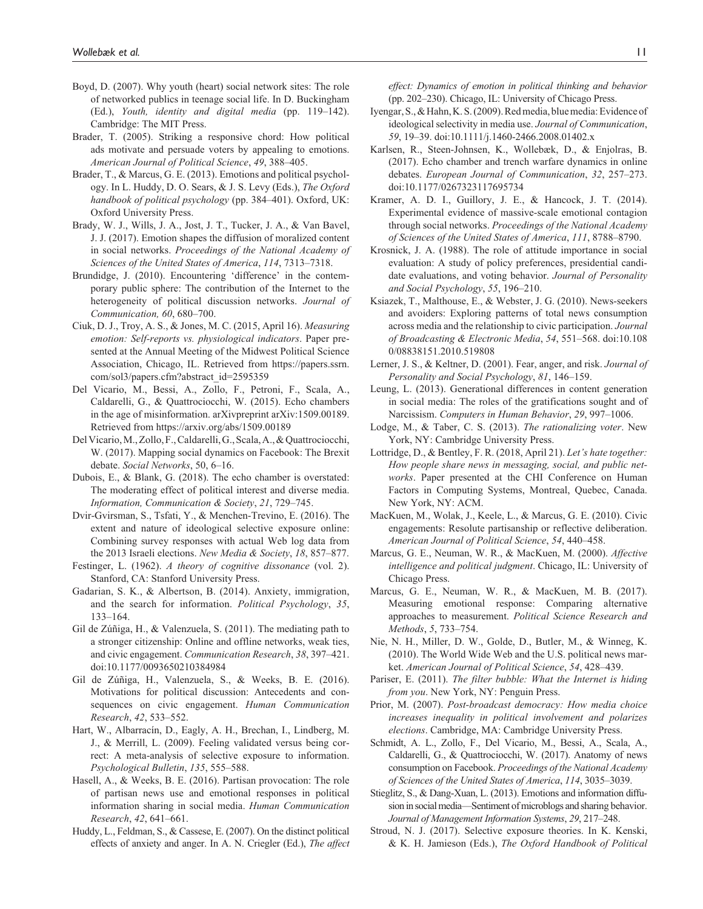Boyd, D. (2007). Why youth (heart) social network sites: The role of networked publics in teenage social life. In D. Buckingham (Ed.), *Youth, identity and digital media* (pp. 119–142). Cambridge: The MIT Press.

Brader, T. (2005). Striking a responsive chord: How political ads motivate and persuade voters by appealing to emotions. *American Journal of Political Science*, *49*, 388–405.

Brader, T., & Marcus, G. E. (2013). Emotions and political psychology. In L. Huddy, D. O. Sears, & J. S. Levy (Eds.), *The Oxford handbook of political psychology* (pp. 384–401). Oxford, UK: Oxford University Press.

Brady, W. J., Wills, J. A., Jost, J. T., Tucker, J. A., & Van Bavel, J. J. (2017). Emotion shapes the diffusion of moralized content in social networks. *Proceedings of the National Academy of Sciences of the United States of America*, *114*, 7313–7318.

Brundidge, J. (2010). Encountering 'difference' in the contemporary public sphere: The contribution of the Internet to the heterogeneity of political discussion networks. *Journal of Communication, 60*, 680–700.

Ciuk, D. J., Troy, A. S., & Jones, M. C. (2015, April 16). *Measuring emotion: Self-reports vs. physiological indicators*. Paper presented at the Annual Meeting of the Midwest Political Science Association, Chicago, IL. Retrieved from https://papers.ssrn.com/sol3/papers.cfm?abstract_id=2595359

Del Vicario, M., Bessi, A., Zollo, F., Petroni, F., Scala, A., Caldarelli, G., & Quattrociocchi, W. (2015). Echo chambers in the age of misinformation. arXivpreprint arXiv:1509.00189. Retrieved from https://arxiv.org/abs/1509.00189

Del Vicario, M., Zollo, F., Caldarelli, G., Scala, A., & Quattrociocchi, W. (2017). Mapping social dynamics on Facebook: The Brexit debate. *Social Networks*, 50, 6–16.

Dubois, E., & Blank, G. (2018). The echo chamber is overstated: The moderating effect of political interest and diverse media. *Information, Communication & Society*, *21*, 729–745.

Dvir-Gvirsman, S., Tsfati, Y., & Menchen-Trevino, E. (2016). The extent and nature of ideological selective exposure online: Combining survey responses with actual Web log data from the 2013 Israeli elections. *New Media & Society*, *18*, 857–877.

Festinger, L. (1962). *A theory of cognitive dissonance* (vol. 2). Stanford, CA: Stanford University Press.

Gadarian, S. K., & Albertson, B. (2014). Anxiety, immigration, and the search for information. *Political Psychology*, *35*, 133–164.

Gil de Zúñiga, H., & Valenzuela, S. (2011). The mediating path to a stronger citizenship: Online and offline networks, weak ties, and civic engagement. *Communication Research*, *38*, 397–421. doi:10.1177/0093650210384984

Gil de Zúñiga, H., Valenzuela, S., & Weeks, B. E. (2016). Motivations for political discussion: Antecedents and consequences on civic engagement. *Human Communication Research*, *42*, 533–552.

Hart, W., Albarracín, D., Eagly, A. H., Brechan, I., Lindberg, M. J., & Merrill, L. (2009). Feeling validated versus being correct: A meta-analysis of selective exposure to information. *Psychological Bulletin*, *135*, 555–588.

Hasell, A., & Weeks, B. E. (2016). Partisan provocation: The role of partisan news use and emotional responses in political information sharing in social media. *Human Communication Research*, *42*, 641–661.

Huddy, L., Feldman, S., & Cassese, E. (2007). On the distinct political effects of anxiety and anger. In A. N. Criegler (Ed.), *The affect effect: Dynamics of emotion in political thinking and behavior* (pp. 202–230). Chicago, IL: University of Chicago Press.

Iyengar, S., & Hahn, K. S. (2009). Red media, blue media: Evidence of ideological selectivity in media use. *Journal of Communication*, *59*, 19–39. doi:10.1111/j.1460-2466.2008.01402.x

Karlsen, R., Steen-Johnsen, K., Wollebæk, D., & Enjolras, B. (2017). Echo chamber and trench warfare dynamics in online debates. *European Journal of Communication*, *32*, 257–273. doi:10.1177/0267323117695734

Kramer, A. D. I., Guillory, J. E., & Hancock, J. T. (2014). Experimental evidence of massive-scale emotional contagion through social networks. *Proceedings of the National Academy of Sciences of the United States of America*, *111*, 8788–8790.

Krosnick, J. A. (1988). The role of attitude importance in social evaluation: A study of policy preferences, presidential candidate evaluations, and voting behavior. *Journal of Personality and Social Psychology*, *55*, 196–210.

Ksiazek, T., Malthouse, E., & Webster, J. G. (2010). News-seekers and avoiders: Exploring patterns of total news consumption across media and the relationship to civic participation. *Journal of Broadcasting & Electronic Media*, *54*, 551–568. doi:10.1080/08838151.2010.519808

Lerner, J. S., & Keltner, D. (2001). Fear, anger, and risk. *Journal of Personality and Social Psychology*, *81*, 146–159.

Leung, L. (2013). Generational differences in content generation in social media: The roles of the gratifications sought and of Narcissism. *Computers in Human Behavior*, *29*, 997–1006.

Lodge, M., & Taber, C. S. (2013). *The rationalizing voter*. New York, NY: Cambridge University Press.

Lottridge, D., & Bentley, F. R. (2018, April 21). *Let's hate together: How people share news in messaging, social, and public networks*. Paper presented at the CHI Conference on Human Factors in Computing Systems, Montreal, Quebec, Canada. New York, NY: ACM.

MacKuen, M., Wolak, J., Keele, L., & Marcus, G. E. (2010). Civic engagements: Resolute partisanship or reflective deliberation. *American Journal of Political Science*, *54*, 440–458.

Marcus, G. E., Neuman, W. R., & MacKuen, M. (2000). *Affective intelligence and political judgment*. Chicago, IL: University of Chicago Press.

Marcus, G. E., Neuman, W. R., & MacKuen, M. B. (2017). Measuring emotional response: Comparing alternative approaches to measurement. *Political Science Research and Methods*, *5*, 733–754.

Nie, N. H., Miller, D. W., Golde, D., Butler, M., & Winneg, K. (2010). The World Wide Web and the U.S. political news market. *American Journal of Political Science*, *54*, 428–439.

Pariser, E. (2011). *The filter bubble: What the Internet is hiding from you*. New York, NY: Penguin Press.

Prior, M. (2007). *Post-broadcast democracy: How media choice increases inequality in political involvement and polarizes elections*. Cambridge, MA: Cambridge University Press.

Schmidt, A. L., Zollo, F., Del Vicario, M., Bessi, A., Scala, A., Caldarelli, G., & Quattrociocchi, W. (2017). Anatomy of news consumption on Facebook. *Proceedings of the National Academy of Sciences of the United States of America*, *114*, 3035–3039.

Stieglitz, S., & Dang-Xuan, L. (2013). Emotions and information diffusion in social media—Sentiment of microblogs and sharing behavior. *Journal of Management Information Systems*, *29*, 217–248.

Stroud, N. J. (2017). Selective exposure theories. In K. Kenski, & K. H. Jamieson (Eds.), *The Oxford Handbook of Political*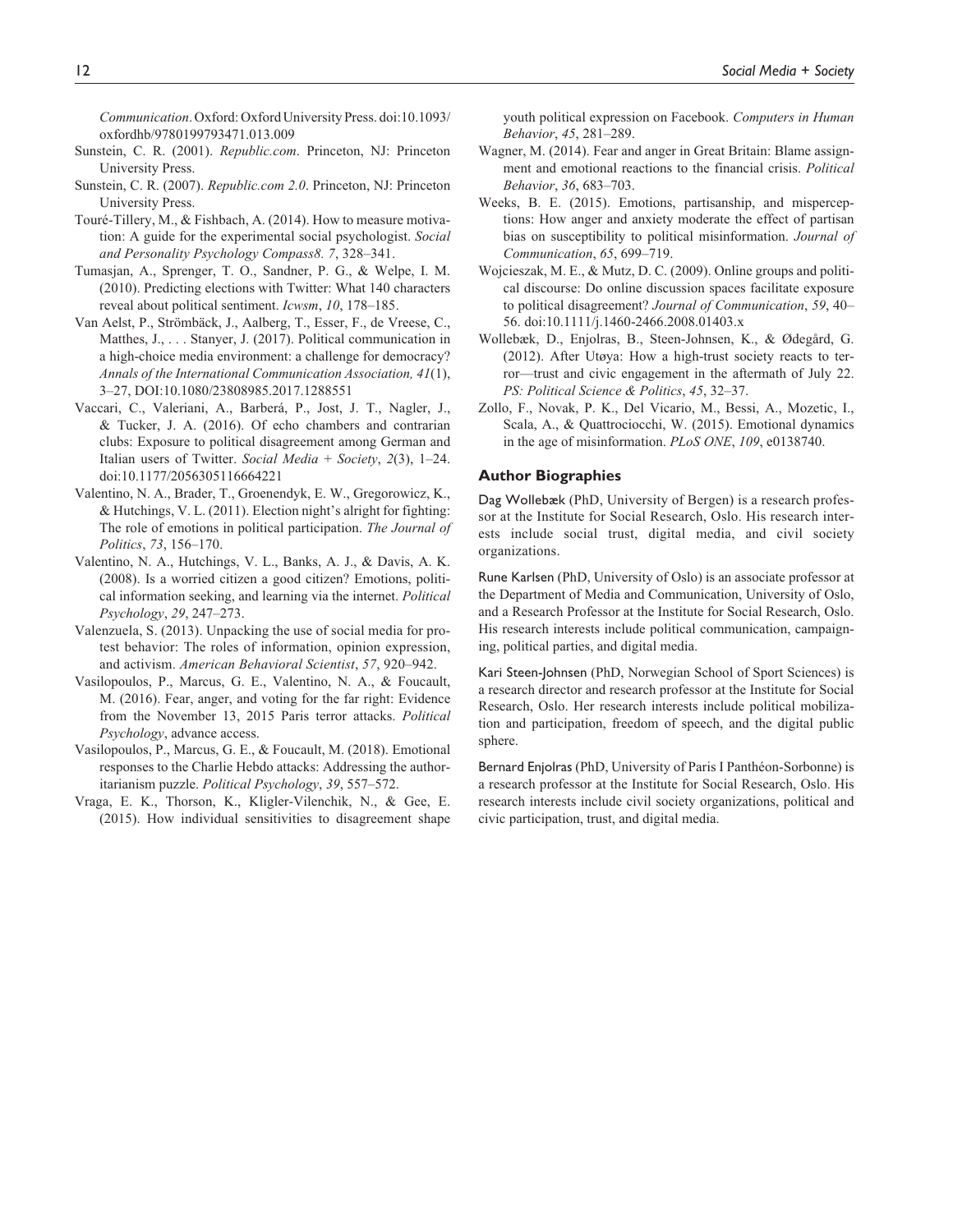*Communication*. Oxford: Oxford University Press. doi:10.1093/oxfordhb/9780199793471.013.009

Sunstein, C. R. (2001). *Republic.com*. Princeton, NJ: Princeton University Press.

Sunstein, C. R. (2007). *Republic.com 2.0*. Princeton, NJ: Princeton University Press.

Touré-Tillery, M., & Fishbach, A. (2014). How to measure motivation: A guide for the experimental social psychologist. *Social and Personality Psychology Compass8. 7*, 328–341.

Tumasjan, A., Sprenger, T. O., Sandner, P. G., & Welpe, I. M. (2010). Predicting elections with Twitter: What 140 characters reveal about political sentiment. *Icwsm*, *10*, 178–185.

Van Aelst, P., Strömbäck, J., Aalberg, T., Esser, F., de Vreese, C., Matthes, J., . . . Stanyer, J. (2017). Political communication in a high-choice media environment: a challenge for democracy? *Annals of the International Communication Association, 41*(1), 3–27, DOI:10.1080/23808985.2017.1288551

Vaccari, C., Valeriani, A., Barberá, P., Jost, J. T., Nagler, J., & Tucker, J. A. (2016). Of echo chambers and contrarian clubs: Exposure to political disagreement among German and Italian users of Twitter. *Social Media + Society*, *2*(3), 1–24. doi:10.1177/2056305116664221

Valentino, N. A., Brader, T., Groenendyk, E. W., Gregorowicz, K., & Hutchings, V. L. (2011). Election night's alright for fighting: The role of emotions in political participation. *The Journal of Politics*, *73*, 156–170.

Valentino, N. A., Hutchings, V. L., Banks, A. J., & Davis, A. K. (2008). Is a worried citizen a good citizen? Emotions, political information seeking, and learning via the internet. *Political Psychology*, *29*, 247–273.

Valenzuela, S. (2013). Unpacking the use of social media for protest behavior: The roles of information, opinion expression, and activism. *American Behavioral Scientist*, *57*, 920–942.

Vasilopoulos, P., Marcus, G. E., Valentino, N. A., & Foucault, M. (2016). Fear, anger, and voting for the far right: Evidence from the November 13, 2015 Paris terror attacks. *Political Psychology*, advance access.

Vasilopoulos, P., Marcus, G. E., & Foucault, M. (2018). Emotional responses to the Charlie Hebdo attacks: Addressing the authoritarianism puzzle. *Political Psychology*, *39*, 557–572.

Vraga, E. K., Thorson, K., Kligler-Vilenchik, N., & Gee, E. (2015). How individual sensitivities to disagreement shape youth political expression on Facebook. *Computers in Human Behavior*, *45*, 281–289.

Wagner, M. (2014). Fear and anger in Great Britain: Blame assignment and emotional reactions to the financial crisis. *Political Behavior*, *36*, 683–703.

Weeks, B. E. (2015). Emotions, partisanship, and misperceptions: How anger and anxiety moderate the effect of partisan bias on susceptibility to political misinformation. *Journal of Communication*, *65*, 699–719.

Wojcieszak, M. E., & Mutz, D. C. (2009). Online groups and political discourse: Do online discussion spaces facilitate exposure to political disagreement? *Journal of Communication*, *59*, 40–56. doi:10.1111/j.1460-2466.2008.01403.x

Wollebæk, D., Enjolras, B., Steen-Johnsen, K., & Ødegård, G. (2012). After Utøya: How a high-trust society reacts to terror—trust and civic engagement in the aftermath of July 22. *PS: Political Science & Politics*, *45*, 32–37.

Zollo, F., Novak, P. K., Del Vicario, M., Bessi, A., Mozetic, I., Scala, A., & Quattrociocchi, W. (2015). Emotional dynamics in the age of misinformation. *PLoS ONE*, *109*, e0138740.

## Author Biographies

Dag Wollebæk (PhD, University of Bergen) is a research professor at the Institute for Social Research, Oslo. His research interests include social trust, digital media, and civil society organizations.

Rune Karlsen (PhD, University of Oslo) is an associate professor at the Department of Media and Communication, University of Oslo, and a Research Professor at the Institute for Social Research, Oslo. His research interests include political communication, campaigning, political parties, and digital media.

Kari Steen-Johnsen (PhD, Norwegian School of Sport Sciences) is a research director and research professor at the Institute for Social Research, Oslo. Her research interests include political mobilization and participation, freedom of speech, and the digital public sphere.

Bernard Enjolras (PhD, University of Paris I Panthéon-Sorbonne) is a research professor at the Institute for Social Research, Oslo. His research interests include civil society organizations, political and civic participation, trust, and digital media.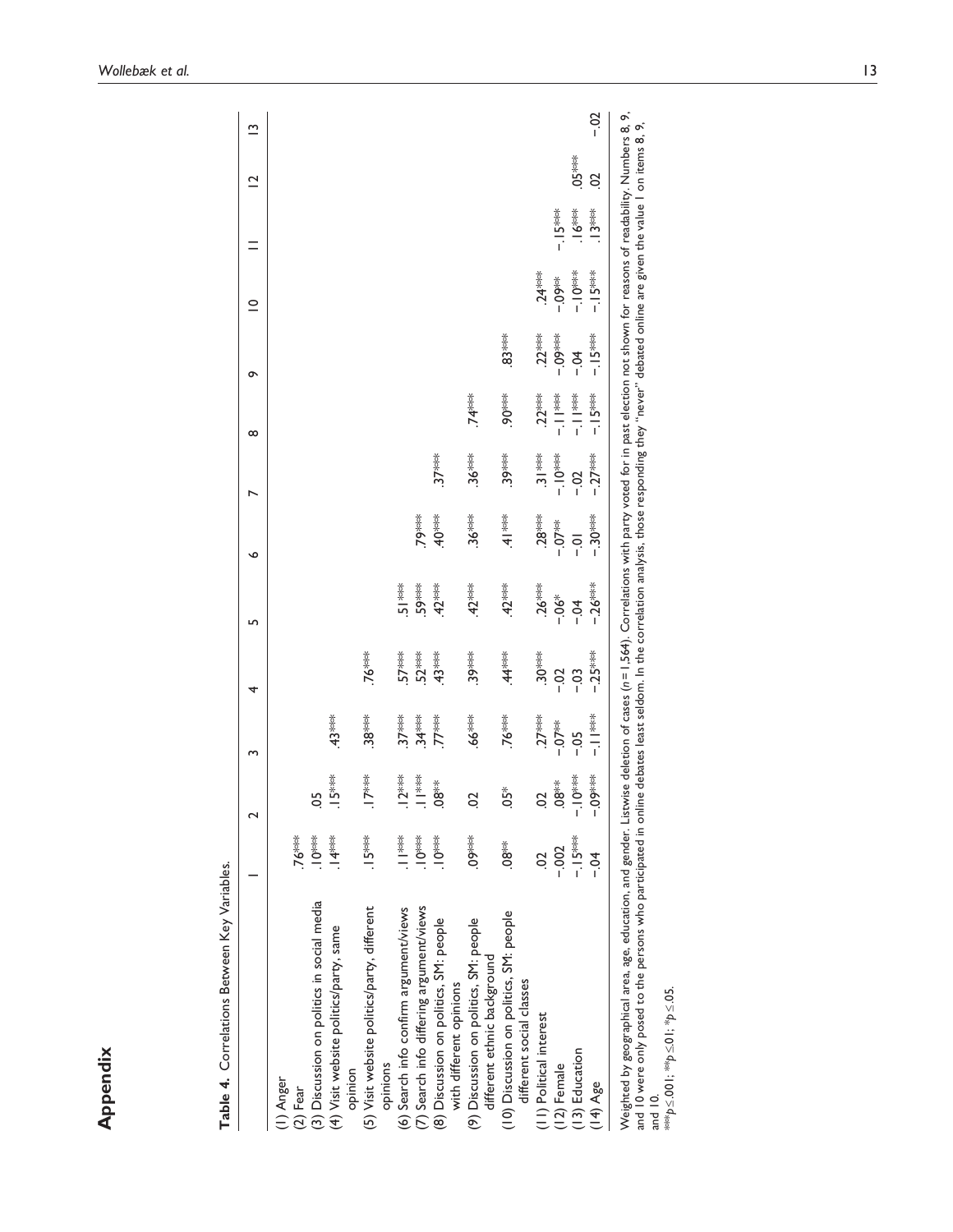# Appendix

**Table 4.** Correlations Between Key Variables.

| | 1 | 2 | 3 | 4 | 5 | 6 | 7 | 8 | 9 | 10 | 11 | 12 | 13 |
|---|---|---|---|---|---|---|---|---|---|---|---|---|---|
| (1) Anger | | | | | | | | | | | | | |
| (2) Fear | .76*** | | | | | | | | | | | | |
| (3) Discussion on politics in social media | .10*** | .05 | | | | | | | | | | | |
| (4) Visit website politics/party, same opinion | .14*** | .15*** | .43*** | | | | | | | | | | |
| (5) Visit website politics/party, different opinions | .15*** | .17*** | .38*** | .76*** | | | | | | | | | |
| (6) Search info confirm argument/views | .11*** | .12*** | .37*** | .57*** | .51*** | | | | | | | | |
| (7) Search info differing argument/views | .10*** | .11*** | .34*** | .52*** | .59*** | .79*** | | | | | | | |
| (8) Discussion on politics, SM: people with different opinions | .10*** | .08** | .77*** | .43*** | .42*** | .40*** | .37*** | | | | | | |
| (9) Discussion on politics, SM: people different ethnic background | .09*** | .02 | .66*** | .39*** | .42*** | .36*** | .36*** | .74*** | | | | | |
| (10) Discussion on politics, SM: people different social classes | .08** | .05* | .76*** | .44*** | .42*** | .41*** | .39*** | .90*** | .83*** | | | | |
| (11) Political interest | .02 | .02 | .27*** | .30*** | .26*** | .28*** | .31*** | .22*** | .22*** | .24*** | | | |
| (12) Female | −.002 | .08** | −.07** | −.02 | −.06* | −.07** | −.10*** | −.11*** | −.09*** | −.09** | −.15*** | | |
| (13) Education | −.15*** | −.10*** | −.05 | −.03 | −.04 | −.01 | −.02 | −.11*** | −.04 | −.10*** | .16*** | .05*** | |
| (14) Age | −.04 | −.09*** | −.11*** | −.25*** | −.26*** | −.30*** | −.27*** | −.15*** | −.15*** | −.15*** | .13*** | .02 | −.02 |

Weighted by geographical area, age, education, and gender. Listwise deletion of cases ($n = 1{,}564$). Correlations with party voted for in past election not shown for reasons of readability. Numbers 8, 9, and 10 were only posed to the persons who participated in online debates least seldom. In the correlation analysis, those responding they "never" debated online are given the value 1 on items 8, 9, and 10.

$^{***}p \leq .001$; $^{**}p \leq .01$; $^{*}p \leq .05$.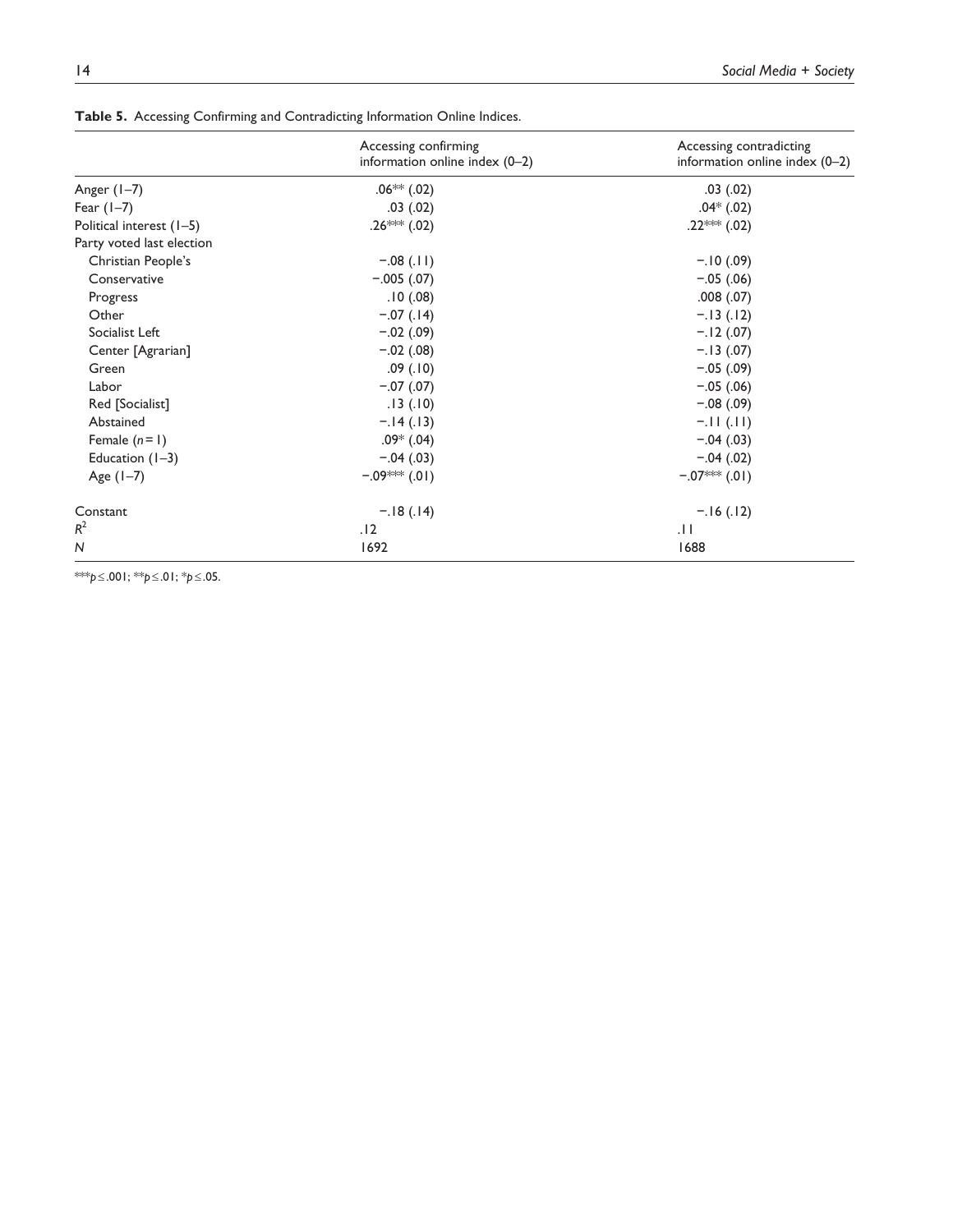**Table 5.** Accessing Confirming and Contradicting Information Online Indices.

| | Accessing confirming information online index (0–2) | Accessing contradicting information online index (0–2) |
|---|---|---|
| Anger (1–7) | .06** (.02) | .03 (.02) |
| Fear (1–7) | .03 (.02) | .04* (.02) |
| Political interest (1–5) | .26*** (.02) | .22*** (.02) |
| Party voted last election | | |
| Christian People's | −.08 (.11) | −.10 (.09) |
| Conservative | −.005 (.07) | −.05 (.06) |
| Progress | .10 (.08) | .008 (.07) |
| Other | −.07 (.14) | −.13 (.12) |
| Socialist Left | −.02 (.09) | −.12 (.07) |
| Center [Agrarian] | −.02 (.08) | −.13 (.07) |
| Green | .09 (.10) | −.05 (.09) |
| Labor | −.07 (.07) | −.05 (.06) |
| Red [Socialist] | .13 (.10) | −.08 (.09) |
| Abstained | −.14 (.13) | −.11 (.11) |
| Female ($n = 1$) | .09* (.04) | −.04 (.03) |
| Education (1–3) | −.04 (.03) | −.04 (.02) |
| Age (1–7) | −.09*** (.01) | −.07*** (.01) |
| Constant | −.18 (.14) | −.16 (.12) |
| $R^2$ | .12 | .11 |
| $N$ | 1692 | 1688 |

***$p \leq .001$; **$p \leq .01$; *$p \leq .05$.